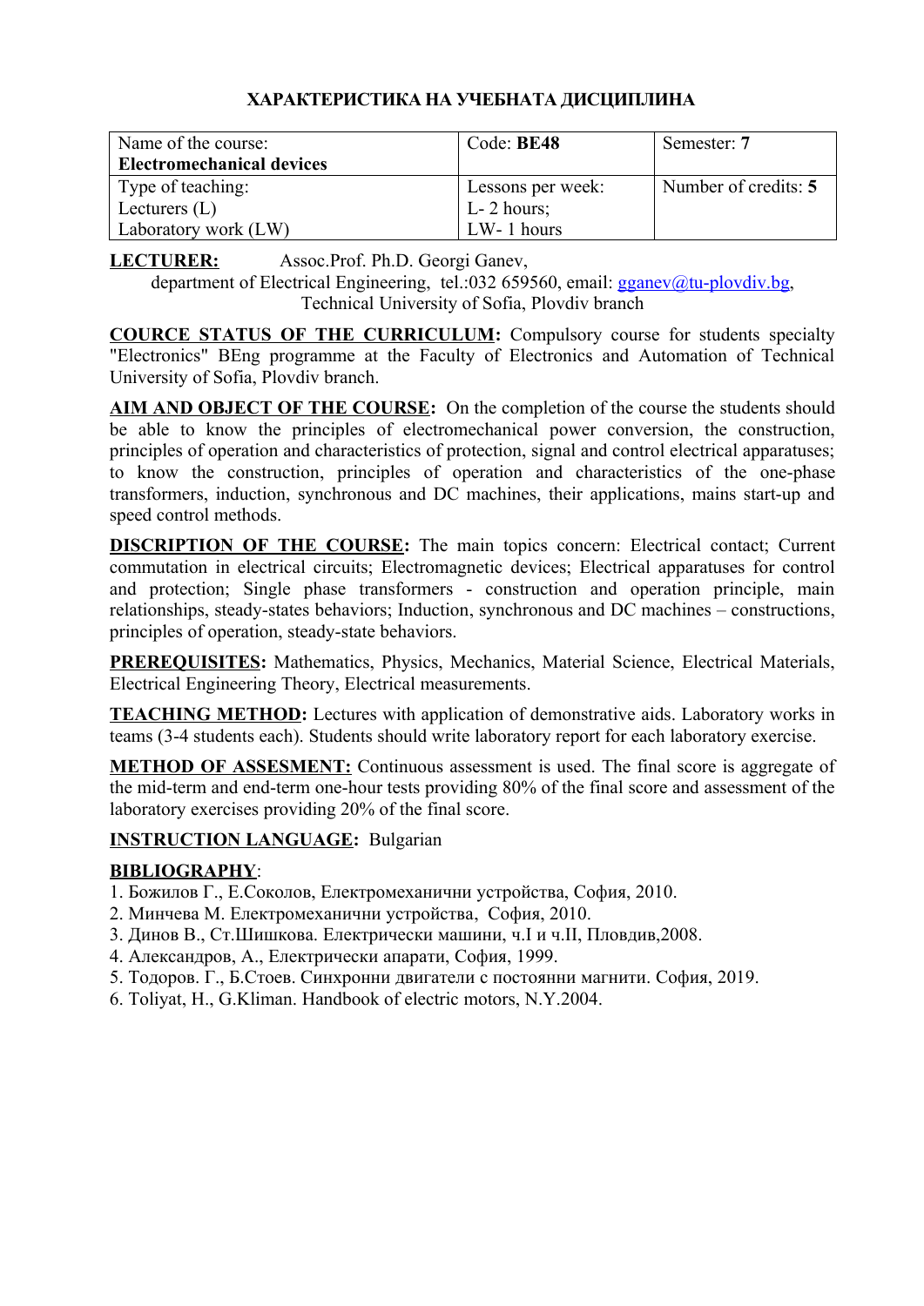## ХАРАКТЕРИСТИКА НА УЧЕБНАТА ДИСЦИПЛИНА

| Name of the course: **Electromechanical devices** | Code: **BE48** | Semester: **7** |
| --- | --- | --- |
| Type of teaching: Lecturers (L) Laboratory work (LW) | Lessons per week: L- 2 hours; LW- 1 hours | Number of credits: **5** |

**LECTURER:** Assoc.Prof. Ph.D. Georgi Ganev, department of Electrical Engineering, tel.:032 659560, email: gganev@tu-plovdiv.bg, Technical University of Sofia, Plovdiv branch

**COURCE STATUS OF THE CURRICULUM:** Compulsory course for students specialty "Electronics" BEng programme at the Faculty of Electronics and Automation of Technical University of Sofia, Plovdiv branch.

**AIM AND OBJECT OF THE COURSE:** On the completion of the course the students should be able to know the principles of electromechanical power conversion, the construction, principles of operation and characteristics of protection, signal and control electrical apparatuses; to know the construction, principles of operation and characteristics of the one-phase transformers, induction, synchronous and DC machines, their applications, mains start-up and speed control methods.

**DISCRIPTION OF THE COURSE:** The main topics concern: Electrical contact; Current commutation in electrical circuits; Electromagnetic devices; Electrical apparatuses for control and protection; Single phase transformers - construction and operation principle, main relationships, steady-states behaviors; Induction, synchronous and DC machines – constructions, principles of operation, steady-state behaviors.

**PREREQUISITES:** Mathematics, Physics, Mechanics, Material Science, Electrical Materials, Electrical Engineering Theory, Electrical measurements.

**TEACHING METHOD:** Lectures with application of demonstrative aids. Laboratory works in teams (3-4 students each). Students should write laboratory report for each laboratory exercise.

**METHOD OF ASSESMENT:** Continuous assessment is used. The final score is aggregate of the mid-term and end-term one-hour tests providing 80% of the final score and assessment of the laboratory exercises providing 20% of the final score.

**INSTRUCTION LANGUAGE:** Bulgarian

**BIBLIOGRAPHY**:

1. Божилов Г., Е.Соколов, Електромеханични устройства, София, 2010.
2. Минчева М. Електромеханични устройства, София, 2010.
3. Динов В., Ст.Шишкова. Електрически машини, ч.I и ч.II, Пловдив,2008.
4. Александров, А., Електрически апарати, София, 1999.
5. Тодоров. Г., Б.Стоев. Синхронни двигатели с постоянни магнити. София, 2019.
6. Toliyat, H., G.Kliman. Handbook of electric motors, N.Y.2004.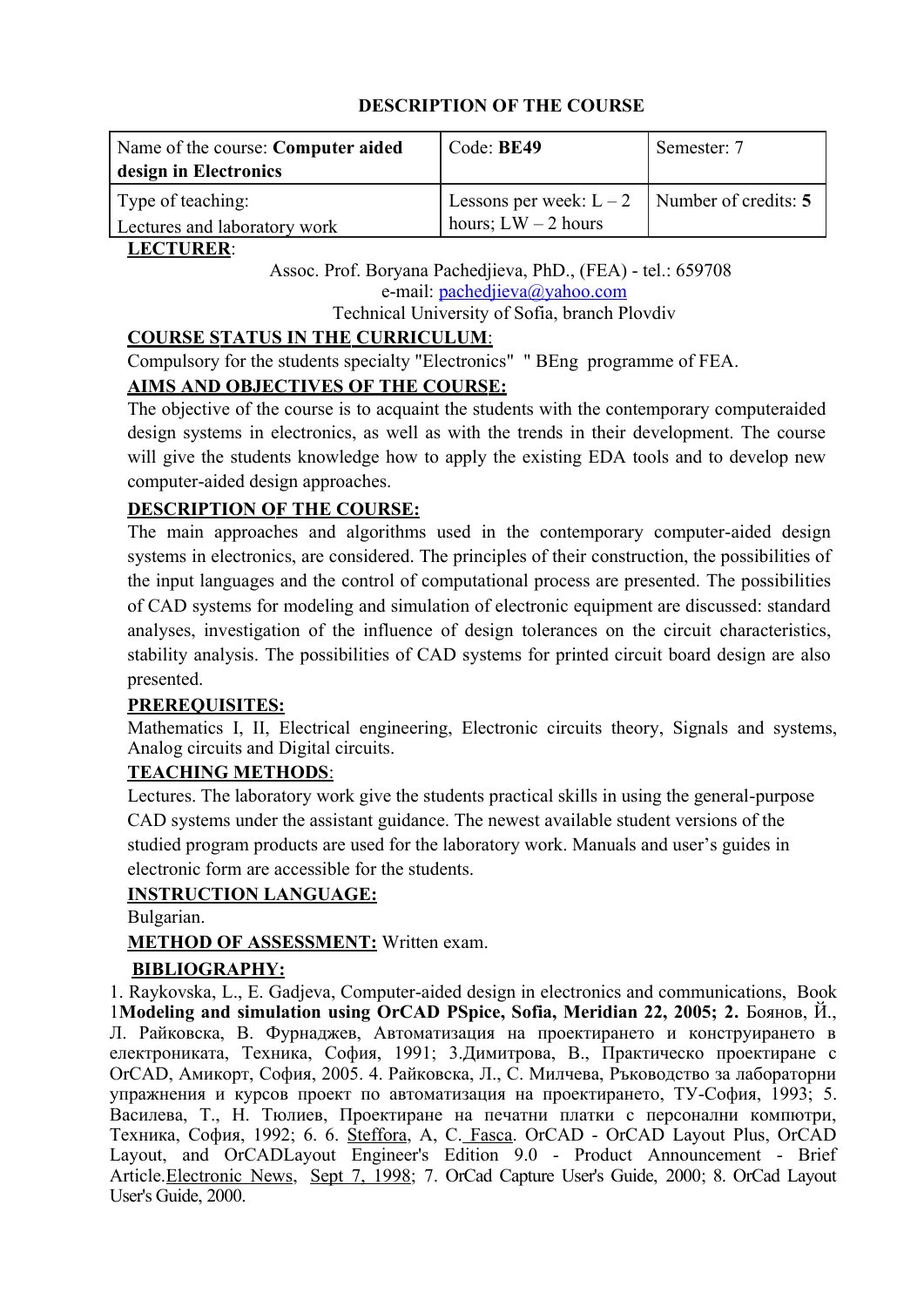## DESCRIPTION OF THE COURSE

| Name of the course: **Computer aided design in Electronics** | Code: **BE49** | Semester: 7 |
|---|---|---|
| Type of teaching: Lectures and laboratory work | Lessons per week: L – 2 hours; LW – 2 hours | Number of credits: **5** |

**LECTURER**:

Assoc. Prof. Boryana Pachedjieva, PhD., (FEA) - tel.: 659708
e-mail: pachedjieva@yahoo.com
Technical University of Sofia, branch Plovdiv

**COURSE STATUS IN THE CURRICULUM**:

Compulsory for the students specialty "Electronics" " BEng programme of FEA.

**AIMS AND OBJECTIVES OF THE COURSE:**

The objective of the course is to acquaint the students with the contemporary computeraided design systems in electronics, as well as with the trends in their development. The course will give the students knowledge how to apply the existing EDA tools and to develop new computer-aided design approaches.

**DESCRIPTION OF THE COURSE:**

The main approaches and algorithms used in the contemporary computer-aided design systems in electronics, are considered. The principles of their construction, the possibilities of the input languages and the control of computational process are presented. The possibilities of CAD systems for modeling and simulation of electronic equipment are discussed: standard analyses, investigation of the influence of design tolerances on the circuit characteristics, stability analysis. The possibilities of CAD systems for printed circuit board design are also presented.

**PREREQUISITES:**

Mathematics I, II, Electrical engineering, Electronic circuits theory, Signals and systems, Analog circuits and Digital circuits.

**TEACHING METHODS**:

Lectures. The laboratory work give the students practical skills in using the general-purpose CAD systems under the assistant guidance. The newest available student versions of the studied program products are used for the laboratory work. Manuals and user's guides in electronic form are accessible for the students.

**INSTRUCTION LANGUAGE:**

Bulgarian.

**METHOD OF ASSESSMENT:** Written exam.

**BIBLIOGRAPHY:**

1. Raykovska, L., E. Gadjeva, Computer-aided design in electronics and communications, Book 1**Modeling and simulation using OrCAD PSpice, Sofia, Meridian 22, 2005; 2.** Боянов, Й., Л. Райковска, В. Фурнаджев, Автоматизация на проектирането и конструирането в електрониката, Техника, София, 1991; 3.Димитрова, В., Практическо проектиране с OrCAD, Амикорт, София, 2005. 4. Райковска, Л., С. Милчева, Ръководство за лабораторни упражнения и курсов проект по автоматизация на проектирането, ТУ-София, 1993; 5. Василева, Т., Н. Тюлиев, Проектиране на печатни платки с персонални компютри, Техника, София, 1992; 6. 6. Steffora, A, C. Fasca. OrCAD - OrCAD Layout Plus, OrCAD Layout, and OrCADLayout Engineer's Edition 9.0 - Product Announcement - Brief Article.Electronic News, Sept 7, 1998; 7. OrCad Capture User's Guide, 2000; 8. OrCad Layout User's Guide, 2000.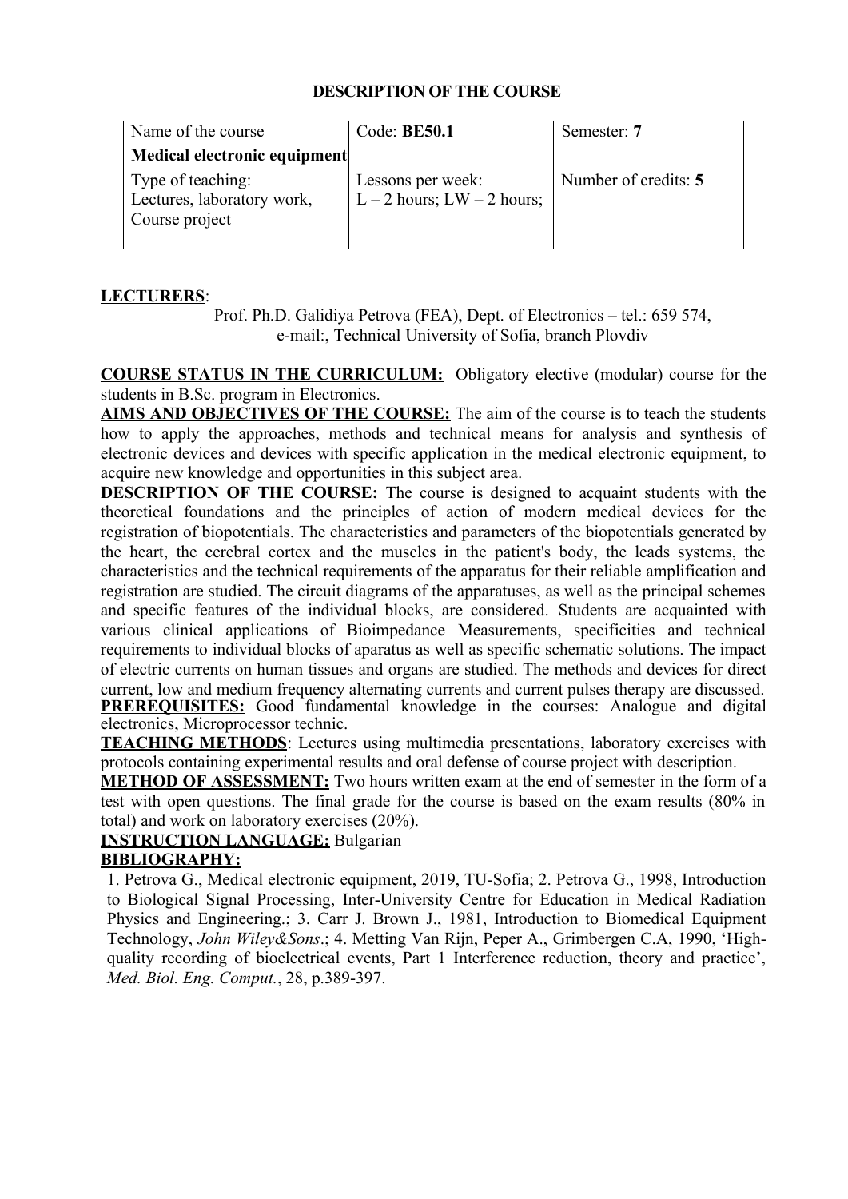## DESCRIPTION OF THE COURSE

| Name of the course **Medical electronic equipment** | Code: **BE50.1** | Semester: **7** |
| --- | --- | --- |
| Type of teaching: Lectures, laboratory work, Course project | Lessons per week: L – 2 hours; LW – 2 hours; | Number of credits: **5** |

**LECTURERS**:

Prof. Ph.D. Galidiya Petrova (FEA), Dept. of Electronics – tel.: 659 574, e-mail:, Technical University of Sofia, branch Plovdiv

**COURSE STATUS IN THE CURRICULUM:** Obligatory elective (modular) course for the students in B.Sc. program in Electronics.

**AIMS AND OBJECTIVES OF THE COURSE:** The aim of the course is to teach the students how to apply the approaches, methods and technical means for analysis and synthesis of electronic devices and devices with specific application in the medical electronic equipment, to acquire new knowledge and opportunities in this subject area.

**DESCRIPTION OF THE COURSE:** The course is designed to acquaint students with the theoretical foundations and the principles of action of modern medical devices for the registration of biopotentials. The characteristics and parameters of the biopotentials generated by the heart, the cerebral cortex and the muscles in the patient's body, the leads systems, the characteristics and the technical requirements of the apparatus for their reliable amplification and registration are studied. The circuit diagrams of the apparatuses, as well as the principal schemes and specific features of the individual blocks, are considered. Students are acquainted with various clinical applications of Bioimpedance Measurements, specificities and technical requirements to individual blocks of aparatus as well as specific schematic solutions. The impact of electric currents on human tissues and organs are studied. The methods and devices for direct current, low and medium frequency alternating currents and current pulses therapy are discussed.

**PREREQUISITES:** Good fundamental knowledge in the courses: Analogue and digital electronics, Microprocessor technic.

**TEACHING METHODS**: Lectures using multimedia presentations, laboratory exercises with protocols containing experimental results and oral defense of course project with description.

**METHOD OF ASSESSMENT:** Two hours written exam at the end of semester in the form of a test with open questions. The final grade for the course is based on the exam results (80% in total) and work on laboratory exercises (20%).

**INSTRUCTION LANGUAGE:** Bulgarian

**BIBLIOGRAPHY:**

1. Petrova G., Medical electronic equipment, 2019, TU-Sofia; 2. Petrova G., 1998, Introduction to Biological Signal Processing, Inter-University Centre for Education in Medical Radiation Physics and Engineering.; 3. Carr J. Brown J., 1981, Introduction to Biomedical Equipment Technology, *John Wiley&Sons*.; 4. Metting Van Rijn, Peper A., Grimbergen C.A, 1990, 'High-quality recording of bioelectrical events, Part 1 Interference reduction, theory and practice', *Med. Biol. Eng. Comput.*, 28, p.389-397.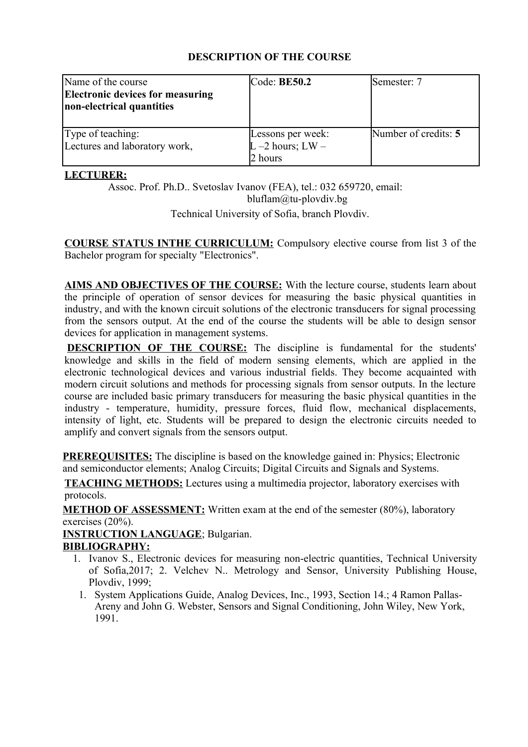**DESCRIPTION OF THE COURSE**

| Name of the course **Electronic devices for measuring non-electrical quantities** | Code: **BE50.2** | Semester: 7 |
| --- | --- | --- |
| Type of teaching: Lectures and laboratory work, | Lessons per week: L –2 hours; LW – 2 hours | Number of credits: **5** |

**LECTURER:**

Assoc. Prof. Ph.D.. Svetoslav Ivanov (FEA), tel.: 032 659720, email: bluflam@tu-plovdiv.bg

Technical University of Sofia, branch Plovdiv.

**COURSE STATUS INTHE CURRICULUM:** Compulsory elective course from list 3 of the Bachelor program for specialty "Electronics".

**AIMS AND OBJECTIVES OF THE COURSE:** With the lecture course, students learn about the principle of operation of sensor devices for measuring the basic physical quantities in industry, and with the known circuit solutions of the electronic transducers for signal processing from the sensors output. At the end of the course the students will be able to design sensor devices for application in management systems.

**DESCRIPTION OF THE COURSE:** The discipline is fundamental for the students' knowledge and skills in the field of modern sensing elements, which are applied in the electronic technological devices and various industrial fields. They become acquainted with modern circuit solutions and methods for processing signals from sensor outputs. In the lecture course are included basic primary transducers for measuring the basic physical quantities in the industry - temperature, humidity, pressure forces, fluid flow, mechanical displacements, intensity of light, etc. Students will be prepared to design the electronic circuits needed to amplify and convert signals from the sensors output.

**PREREQUISITES:** The discipline is based on the knowledge gained in: Physics; Electronic and semiconductor elements; Analog Circuits; Digital Circuits and Signals and Systems.

**TEACHING METHODS:** Lectures using a multimedia projector, laboratory exercises with protocols.

**METHOD OF ASSESSMENT:** Written exam at the end of the semester (80%), laboratory exercises (20%).

**INSTRUCTION LANGUAGE**; Bulgarian.

**BIBLIOGRAPHY:**

1. Ivanov S., Electronic devices for measuring non-electric quantities, Technical University of Sofia,2017; 2. Velchev N.. Metrology and Sensor, University Publishing House, Plovdiv, 1999;
   1. System Applications Guide, Analog Devices, Inc., 1993, Section 14.; 4 Ramon Pallas-Areny and John G. Webster, Sensors and Signal Conditioning, John Wiley, New York, 1991.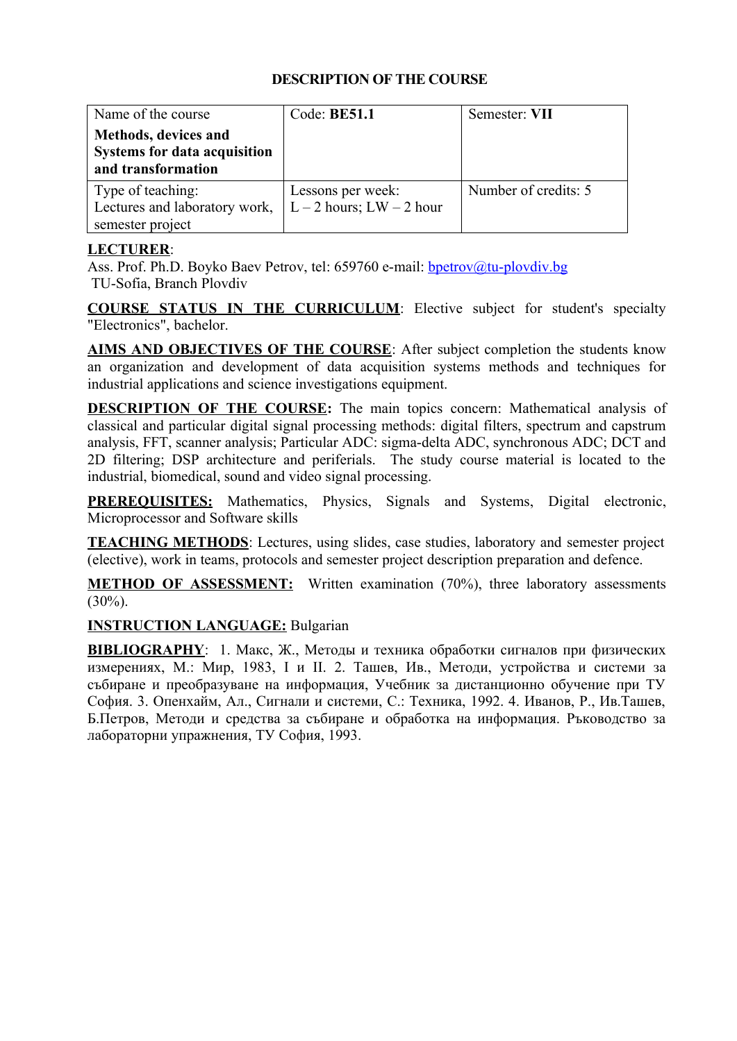# DESCRIPTION OF THE COURSE

| Name of the course<br>**Methods, devices and Systems for data acquisition and transformation** | Code: **BE51.1** | Semester: **VII** |
|---|---|---|
| Type of teaching:<br>Lectures and laboratory work, semester project | Lessons per week:<br>L – 2 hours; LW – 2 hour | Number of credits: 5 |

**LECTURER**:
Ass. Prof. Ph.D. Boyko Baev Petrov, tel: 659760 e-mail: bpetrov@tu-plovdiv.bg
TU-Sofia, Branch Plovdiv

**COURSE STATUS IN THE CURRICULUM**: Elective subject for student's specialty "Electronics", bachelor.

**AIMS AND OBJECTIVES OF THE COURSE**: After subject completion the students know an organization and development of data acquisition systems methods and techniques for industrial applications and science investigations equipment.

**DESCRIPTION OF THE COURSE:** The main topics concern: Mathematical analysis of classical and particular digital signal processing methods: digital filters, spectrum and capstrum analysis, FFT, scanner analysis; Particular ADC: sigma-delta ADC, synchronous ADC; DCT and 2D filtering; DSP architecture and periferials. The study course material is located to the industrial, biomedical, sound and video signal processing.

**PREREQUISITES:** Mathematics, Physics, Signals and Systems, Digital electronic, Microprocessor and Software skills

**TEACHING METHODS**: Lectures, using slides, case studies, laboratory and semester project (elective), work in teams, protocols and semester project description preparation and defence.

**METHOD OF ASSESSMENT:** Written examination (70%), three laboratory assessments (30%).

**INSTRUCTION LANGUAGE:** Bulgarian

**BIBLIOGRAPHY**: 1. Макс, Ж., Методы и техника обработки сигналов при физических измерениях, М.: Мир, 1983, I и II. 2. Ташев, Ив., Методи, устройства и системи за събиране и преобразуване на информация, Учебник за дистанционно обучение при ТУ София. 3. Опенхайм, Ал., Сигнали и системи, С.: Техника, 1992. 4. Иванов, Р., Ив.Ташев, Б.Петров, Методи и средства за събиране и обработка на информация. Ръководство за лабораторни упражнения, ТУ София, 1993.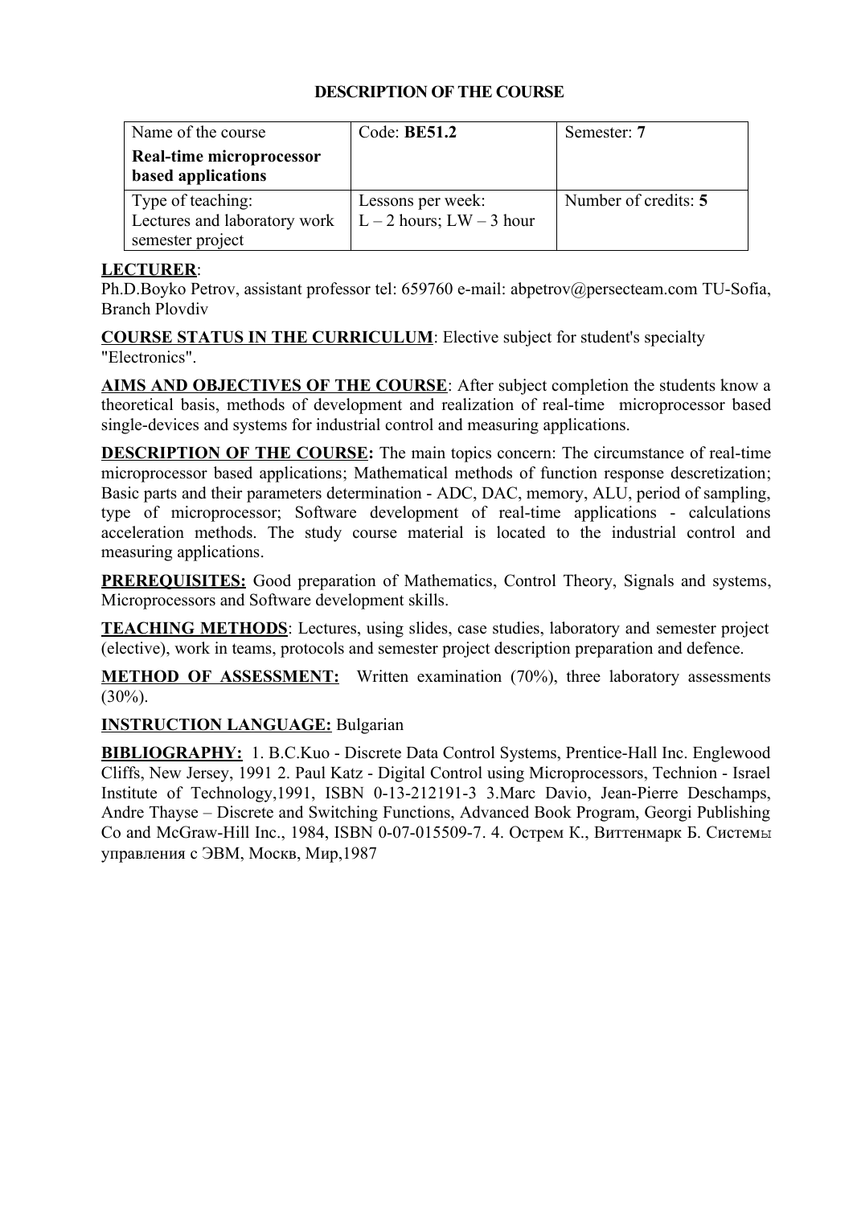**DESCRIPTION OF THE COURSE**

| Name of the course **Real-time microprocessor based applications** | Code: **BE51.2** | Semester: **7** |
| --- | --- | --- |
| Type of teaching: Lectures and laboratory work semester project | Lessons per week: L – 2 hours; LW – 3 hour | Number of credits: **5** |

**LECTURER**:
Ph.D.Boyko Petrov, assistant professor tel: 659760 e-mail: abpetrov@persecteam.com TU-Sofia, Branch Plovdiv

**COURSE STATUS IN THE CURRICULUM**: Elective subject for student's specialty "Electronics".

**AIMS AND OBJECTIVES OF THE COURSE**: After subject completion the students know a theoretical basis, methods of development and realization of real-time microprocessor based single-devices and systems for industrial control and measuring applications.

**DESCRIPTION OF THE COURSE:** The main topics concern: The circumstance of real-time microprocessor based applications; Mathematical methods of function response descretization; Basic parts and their parameters determination - ADC, DAC, memory, ALU, period of sampling, type of microprocessor; Software development of real-time applications - calculations acceleration methods. The study course material is located to the industrial control and measuring applications.

**PREREQUISITES:** Good preparation of Mathematics, Control Theory, Signals and systems, Microprocessors and Software development skills.

**TEACHING METHODS**: Lectures, using slides, case studies, laboratory and semester project (elective), work in teams, protocols and semester project description preparation and defence.

**METHOD OF ASSESSMENT:** Written examination (70%), three laboratory assessments (30%).

**INSTRUCTION LANGUAGE:** Bulgarian

**BIBLIOGRAPHY:** 1. B.C.Kuo - Discrete Data Control Systems, Prentice-Hall Inc. Englewood Cliffs, New Jersey, 1991 2. Paul Katz - Digital Control using Microprocessors, Technion - Israel Institute of Technology,1991, ISBN 0-13-212191-3 3.Marc Davio, Jean-Pierre Deschamps, Andre Thayse – Discrete and Switching Functions, Advanced Book Program, Georgi Publishing Co and McGraw-Hill Inc., 1984, ISBN 0-07-015509-7. 4. Острем К., Виттенмарк Б. Системы управления с ЭВМ, Москв, Мир,1987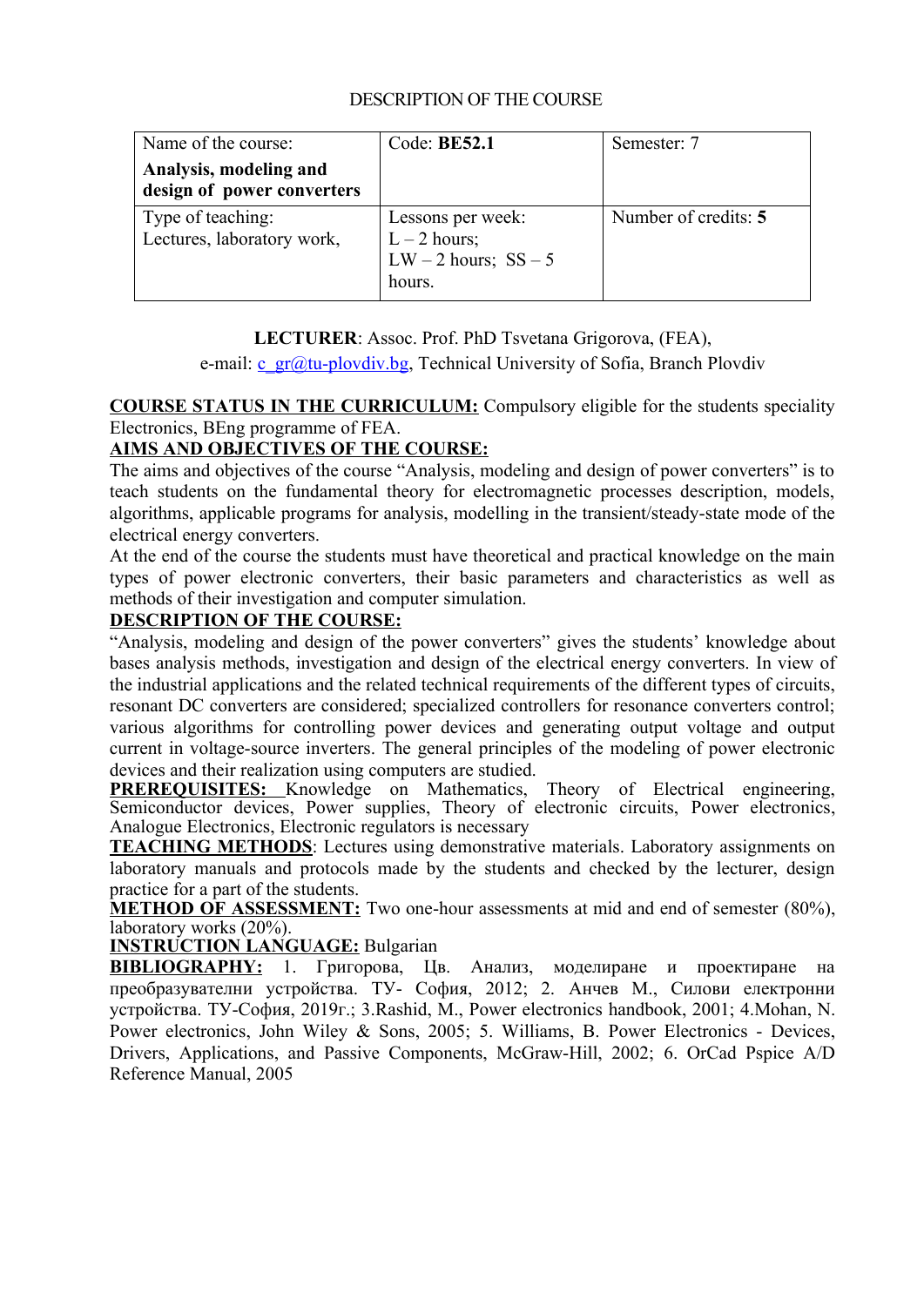DESCRIPTION OF THE COURSE

| Name of the course:<br>**Analysis, modeling and design of power converters** | Code: **BE52.1** | Semester: 7 |
| --- | --- | --- |
| Type of teaching:<br>Lectures, laboratory work, | Lessons per week:<br>L – 2 hours;<br>LW – 2 hours; SS – 5 hours. | Number of credits: **5** |

**LECTURER**: Assoc. Prof. PhD Tsvetana Grigorova, (FEA),
e-mail: c_gr@tu-plovdiv.bg, Technical University of Sofia, Branch Plovdiv

**COURSE STATUS IN THE CURRICULUM:** Compulsory eligible for the students speciality Electronics, BEng programme of FEA.

**AIMS AND OBJECTIVES OF THE COURSE:**

The aims and objectives of the course "Analysis, modeling and design of power converters" is to teach students on the fundamental theory for electromagnetic processes description, models, algorithms, applicable programs for analysis, modelling in the transient/steady-state mode of the electrical energy converters.

At the end of the course the students must have theoretical and practical knowledge on the main types of power electronic converters, their basic parameters and characteristics as well as methods of their investigation and computer simulation.

**DESCRIPTION OF THE COURSE:**

"Analysis, modeling and design of the power converters" gives the students' knowledge about bases analysis methods, investigation and design of the electrical energy converters. In view of the industrial applications and the related technical requirements of the different types of circuits, resonant DC converters are considered; specialized controllers for resonance converters control; various algorithms for controlling power devices and generating output voltage and output current in voltage-source inverters. The general principles of the modeling of power electronic devices and their realization using computers are studied.

**PREREQUISITES:** Knowledge on Mathematics, Theory of Electrical engineering, Semiconductor devices, Power supplies, Theory of electronic circuits, Power electronics, Analogue Electronics, Electronic regulators is necessary

**TEACHING METHODS**: Lectures using demonstrative materials. Laboratory assignments on laboratory manuals and protocols made by the students and checked by the lecturer, design practice for a part of the students.

**METHOD OF ASSESSMENT:** Two one-hour assessments at mid and end of semester (80%), laboratory works (20%).

**INSTRUCTION LANGUAGE:** Bulgarian

**BIBLIOGRAPHY:** 1. Григорова, Цв. Анализ, моделиране и проектиране на преобразувателни устройства. ТУ- София, 2012; 2. Анчев М., Силови електронни устройства. ТУ-София, 2019г.; 3.Rashid, M., Power electronics handbook, 2001; 4.Mohan, N. Power electronics, John Wiley & Sons, 2005; 5. Williams, B. Power Electronics - Devices, Drivers, Applications, and Passive Components, McGraw-Hill, 2002; 6. OrCad Pspice A/D Reference Manual, 2005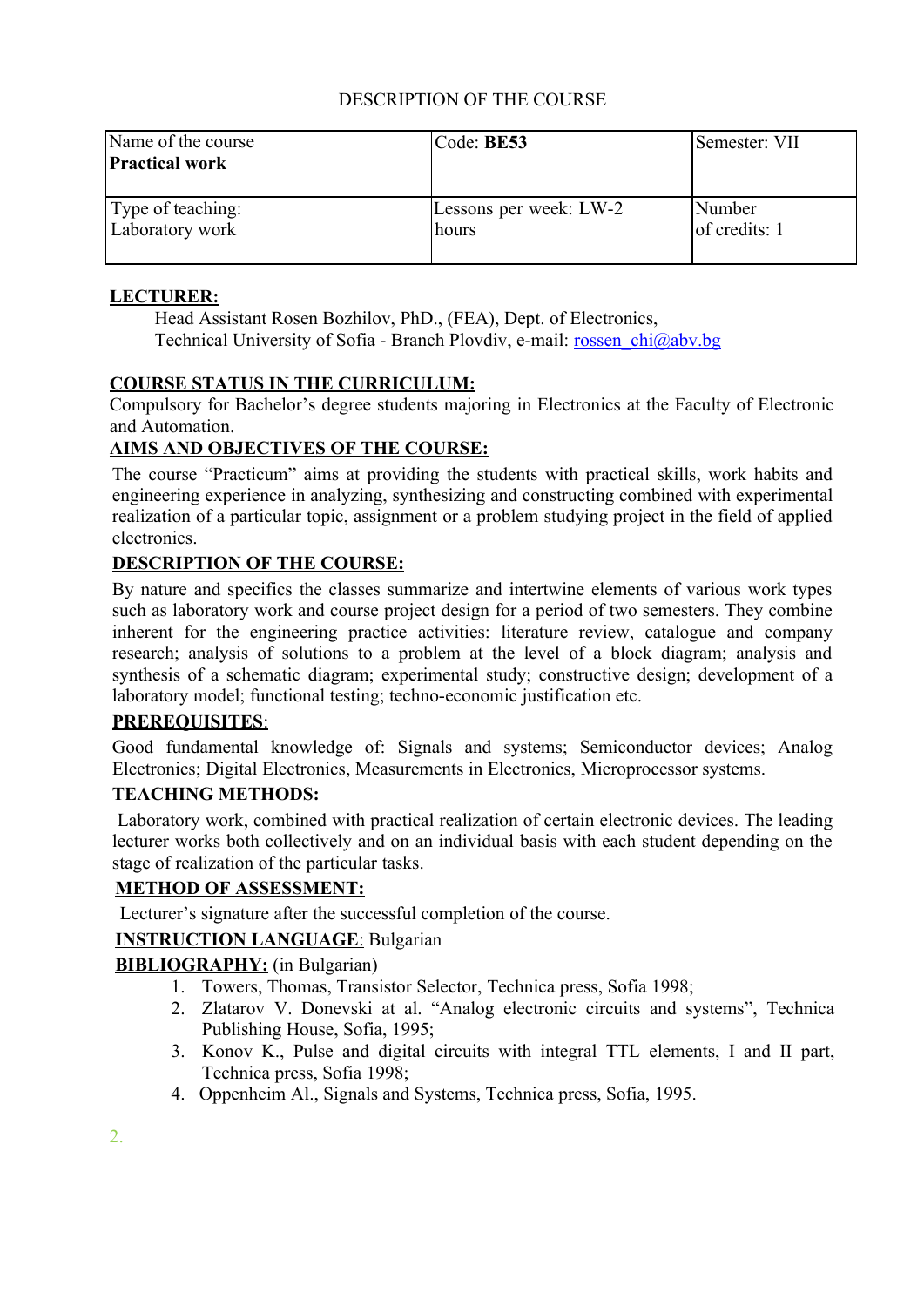DESCRIPTION OF THE COURSE

| Name of the course **Practical work** | Code: **BE53** | Semester: VII |
|---|---|---|
| Type of teaching: Laboratory work | Lessons per week: LW-2 hours | Number of credits: 1 |

**LECTURER:**

Head Assistant Rosen Bozhilov, PhD., (FEA), Dept. of Electronics, Technical University of Sofia - Branch Plovdiv, e-mail: rossen_chi@abv.bg

**COURSE STATUS IN THE CURRICULUM:**

Compulsory for Bachelor's degree students majoring in Electronics at the Faculty of Electronic and Automation.

**AIMS AND OBJECTIVES OF THE COURSE:**

The course "Practicum" aims at providing the students with practical skills, work habits and engineering experience in analyzing, synthesizing and constructing combined with experimental realization of a particular topic, assignment or a problem studying project in the field of applied electronics.

**DESCRIPTION OF THE COURSE:**

By nature and specifics the classes summarize and intertwine elements of various work types such as laboratory work and course project design for a period of two semesters. They combine inherent for the engineering practice activities: literature review, catalogue and company research; analysis of solutions to a problem at the level of a block diagram; analysis and synthesis of a schematic diagram; experimental study; constructive design; development of a laboratory model; functional testing; techno-economic justification etc.

**PREREQUISITES**:

Good fundamental knowledge of: Signals and systems; Semiconductor devices; Analog Electronics; Digital Electronics, Measurements in Electronics, Microprocessor systems.

**TEACHING METHODS:**

Laboratory work, combined with practical realization of certain electronic devices. The leading lecturer works both collectively and on an individual basis with each student depending on the stage of realization of the particular tasks.

**METHOD OF ASSESSMENT:**

Lecturer's signature after the successful completion of the course.

**INSTRUCTION LANGUAGE**: Bulgarian

**BIBLIOGRAPHY:** (in Bulgarian)

1. Towers, Thomas, Transistor Selector, Technica press, Sofia 1998;
2. Zlatarov V. Donevski at al. "Analog electronic circuits and systems", Technica Publishing House, Sofia, 1995;
3. Konov K., Pulse and digital circuits with integral TTL elements, I and II part, Technica press, Sofia 1998;
4. Oppenheim Al., Signals and Systems, Technica press, Sofia, 1995.

2.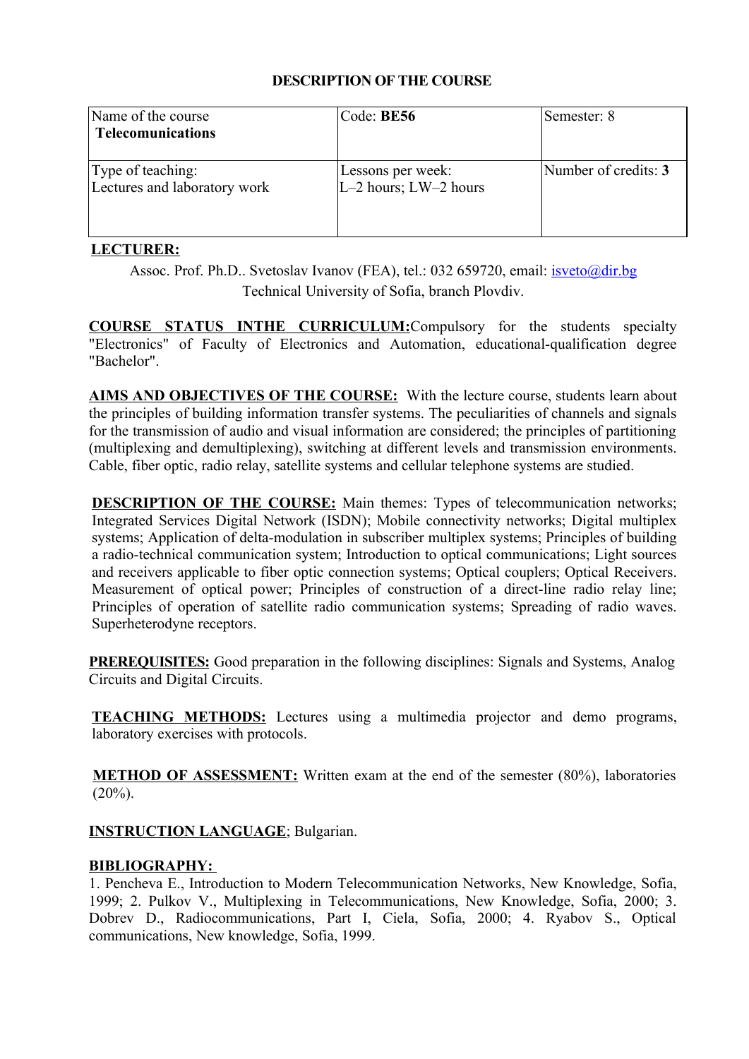**DESCRIPTION OF THE COURSE**

| Name of the course **Telecomunications** | Code: **BE56** | Semester: 8 |
|---|---|---|
| Type of teaching: Lectures and laboratory work | Lessons per week: L–2 hours; LW–2 hours | Number of credits: **3** |

**LECTURER:**

Assoc. Prof. Ph.D.. Svetoslav Ivanov (FEA), tel.: 032 659720, email: isveto@dir.bg
Technical University of Sofia, branch Plovdiv.

**COURSE STATUS INTHE CURRICULUM:** Compulsory for the students specialty "Electronics" of Faculty of Electronics and Automation, educational-qualification degree "Bachelor".

**AIMS AND OBJECTIVES OF THE COURSE:** With the lecture course, students learn about the principles of building information transfer systems. The peculiarities of channels and signals for the transmission of audio and visual information are considered; the principles of partitioning (multiplexing and demultiplexing), switching at different levels and transmission environments. Cable, fiber optic, radio relay, satellite systems and cellular telephone systems are studied.

**DESCRIPTION OF THE COURSE:** Main themes: Types of telecommunication networks; Integrated Services Digital Network (ISDN); Mobile connectivity networks; Digital multiplex systems; Application of delta-modulation in subscriber multiplex systems; Principles of building a radio-technical communication system; Introduction to optical communications; Light sources and receivers applicable to fiber optic connection systems; Optical couplers; Optical Receivers. Measurement of optical power; Principles of construction of a direct-line radio relay line; Principles of operation of satellite radio communication systems; Spreading of radio waves. Superheterodyne receptors.

**PREREQUISITES:** Good preparation in the following disciplines: Signals and Systems, Analog Circuits and Digital Circuits.

**TEACHING METHODS:** Lectures using a multimedia projector and demo programs, laboratory exercises with protocols.

**METHOD OF ASSESSMENT:** Written exam at the end of the semester (80%), laboratories (20%).

**INSTRUCTION LANGUAGE**; Bulgarian.

**BIBLIOGRAPHY:**

1. Pencheva E., Introduction to Modern Telecommunication Networks, New Knowledge, Sofia, 1999; 2. Pulkov V., Multiplexing in Telecommunications, New Knowledge, Sofia, 2000; 3. Dobrev D., Radiocommunications, Part I, Ciela, Sofia, 2000; 4. Ryabov S., Optical communications, New knowledge, Sofia, 1999.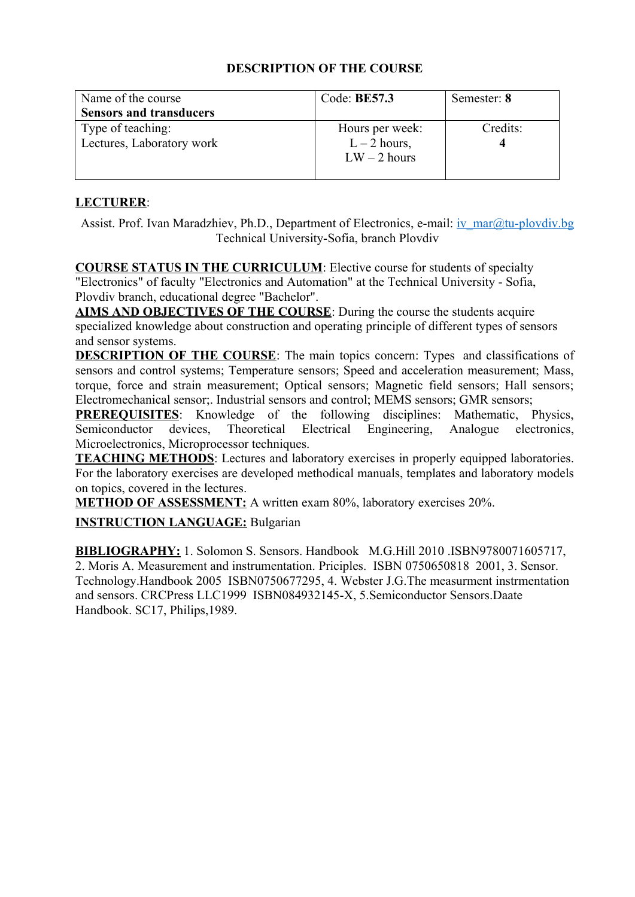## DESCRIPTION OF THE COURSE

| Name of the course<br>**Sensors and transducers** | Code: **BE57.3** | Semester: **8** |
|---|---|---|
| Type of teaching:<br>Lectures, Laboratory work | Hours per week:<br>L – 2 hours,<br>LW – 2 hours | Credits:<br>**4** |

**LECTURER**:

Assist. Prof. Ivan Maradzhiev, Ph.D., Department of Electronics, e-mail: iv_mar@tu-plovdiv.bg
Technical University-Sofia, branch Plovdiv

**COURSE STATUS IN THE CURRICULUM**: Elective course for students of specialty "Electronics" of faculty "Electronics and Automation" at the Technical University - Sofia, Plovdiv branch, educational degree "Bachelor".

**AIMS AND OBJECTIVES OF THE COURSE**: During the course the students acquire specialized knowledge about construction and operating principle of different types of sensors and sensor systems.

**DESCRIPTION OF THE COURSE**: The main topics concern: Types and classifications of sensors and control systems; Temperature sensors; Speed and acceleration measurement; Mass, torque, force and strain measurement; Optical sensors; Magnetic field sensors; Hall sensors; Electromechanical sensor;. Industrial sensors and control; MEMS sensors; GMR sensors;

**PREREQUISITES**: Knowledge of the following disciplines: Mathematic, Physics, Semiconductor devices, Theoretical Electrical Engineering, Analogue electronics, Microelectronics, Microprocessor techniques.

**TEACHING METHODS**: Lectures and laboratory exercises in properly equipped laboratories. For the laboratory exercises are developed methodical manuals, templates and laboratory models on topics, covered in the lectures.

**METHOD OF ASSESSMENT:** A written exam 80%, laboratory exercises 20%.

**INSTRUCTION LANGUAGE:** Bulgarian

**BIBLIOGRAPHY:** 1. Solomon S. Sensors. Handbook M.G.Hill 2010 .ISBN9780071605717, 2. Moris A. Measurement and instrumentation. Priciples. ISBN 0750650818 2001, 3. Sensor. Technology.Handbook 2005 ISBN0750677295, 4. Webster J.G.The measurment instrmentation and sensors. CRCPress LLC1999 ISBN084932145-X, 5.Semiconductor Sensors.Daate Handbook. SC17, Philips,1989.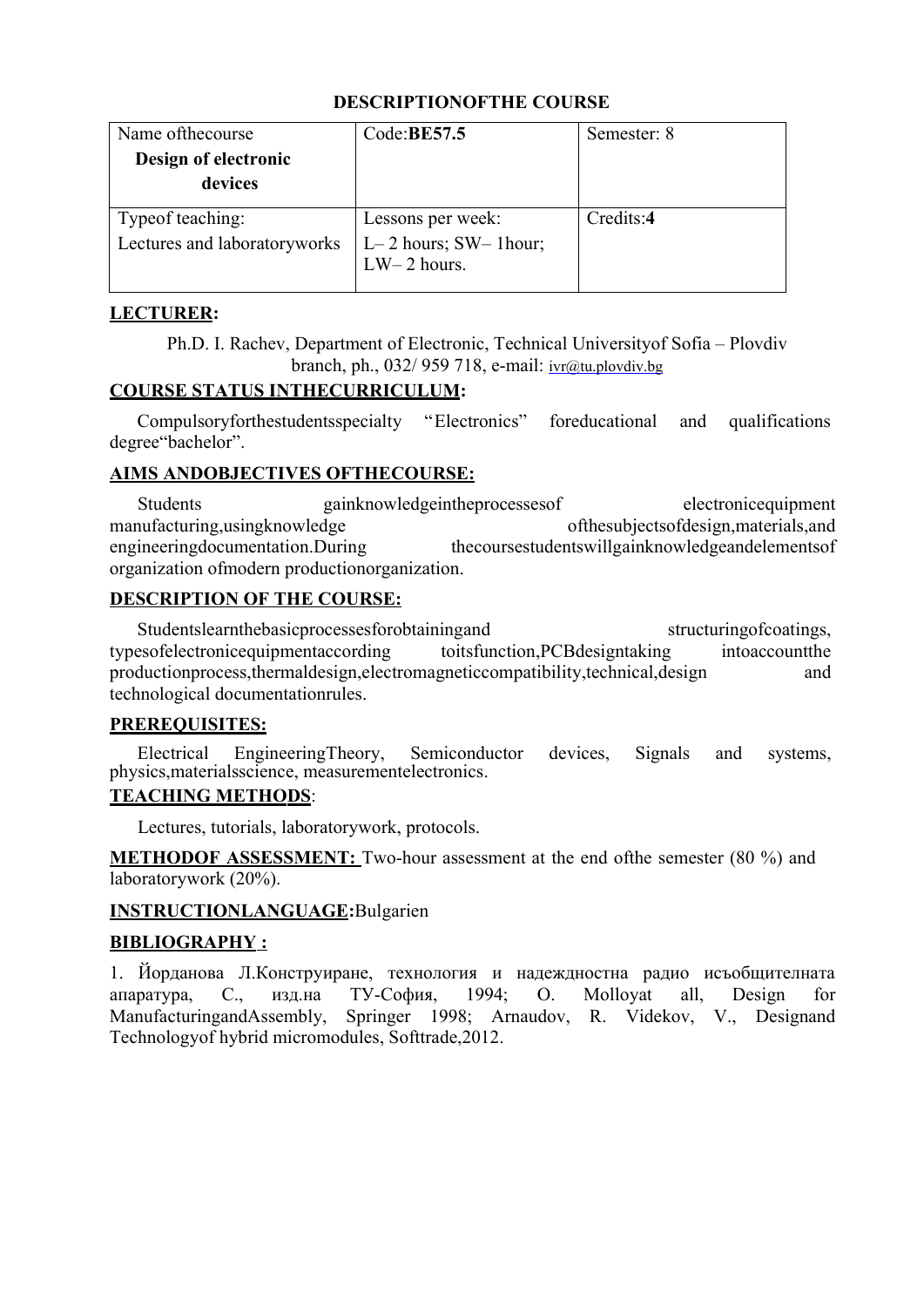**DESCRIPTIONOFTHE COURSE**

| Name ofthecourse **Design of electronic devices** | Code:**BE57.5** | Semester: 8 |
|---|---|---|
| Typeof teaching: Lectures and laboratoryworks | Lessons per week: L– 2 hours; SW– 1hour; LW– 2 hours. | Credits:**4** |

**LECTURER:**

Ph.D. I. Rachev, Department of Electronic, Technical Universityof Sofia – Plovdiv branch, ph., 032/ 959 718, e-mail: ivr@tu.plovdiv.bg

**COURSE STATUS INTHECURRICULUM:**

Compulsoryforthestudentsspecialty "Electronics" foreducational and qualifications degree"bachelor".

**AIMS ANDOBJECTIVES OFTHECOURSE:**

Students gainknowledgeintheprocessesof electronicequipment manufacturing,usingknowledge ofthesubjectsofdesign,materials,and engineeringdocumentation.During thecoursestudentswillgainknowledgeandelementsof organization ofmodern productionorganization.

**DESCRIPTION OF THE COURSE:**

Studentslearnthebasicprocessesforobtainingand structuringofcoatings, typesofelectronicequipmentaccording toitsfunction,PCBdesigntaking intoaccountthe productionprocess,thermaldesign,electromagneticcompatibility,technical,design and technological documentationrules.

**PREREQUISITES:**

Electrical EngineeringTheory, Semiconductor devices, Signals and systems, physics,materialsscience, measurementelectronics.

**TEACHING METHODS**:

Lectures, tutorials, laboratorywork, protocols.

**METHODOF ASSESSMENT:** Two-hour assessment at the end ofthe semester (80 %) and laboratorywork (20%).

**INSTRUCTIONLANGUAGE:**Bulgarien

**BIBLIOGRAPHY :**

1. Йорданова Л.Конструиране, технология и надеждностна радио исъобщителната апаратура, С., изд.на ТУ-София, 1994; O. Molloyat all, Design for ManufacturingandAssembly, Springer 1998; Arnaudov, R. Videkov, V., Designand Technologyof hybrid micromodules, Softtrade,2012.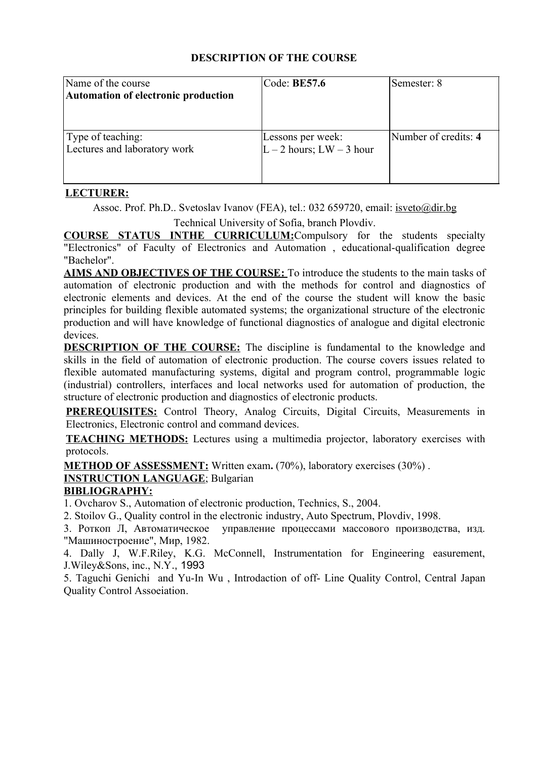**DESCRIPTION OF THE COURSE**

| Name of the course **Automation of electronic production** | Code: **BE57.6** | Semester: 8 |
|---|---|---|
| Type of teaching: Lectures and laboratory work | Lessons per week: L – 2 hours; LW – 3 hour | Number of credits: **4** |

**LECTURER:**

Assoc. Prof. Ph.D.. Svetoslav Ivanov (FEA), tel.: 032 659720, email: isveto@dir.bg

Technical University of Sofia, branch Plovdiv.

**COURSE STATUS INTHE CURRICULUM:** Compulsory for the students specialty "Electronics" of Faculty of Electronics and Automation , educational-qualification degree "Bachelor".

**AIMS AND OBJECTIVES OF THE COURSE:** To introduce the students to the main tasks of automation of electronic production and with the methods for control and diagnostics of electronic elements and devices. At the end of the course the student will know the basic principles for building flexible automated systems; the organizational structure of the electronic production and will have knowledge of functional diagnostics of analogue and digital electronic devices.

**DESCRIPTION OF THE COURSE:** The discipline is fundamental to the knowledge and skills in the field of automation of electronic production. The course covers issues related to flexible automated manufacturing systems, digital and program control, programmable logic (industrial) controllers, interfaces and local networks used for automation of production, the structure of electronic production and diagnostics of electronic products.

**PREREQUISITES:** Control Theory, Analog Circuits, Digital Circuits, Measurements in Electronics, Electronic control and command devices.

**TEACHING METHODS:** Lectures using a multimedia projector, laboratory exercises with protocols.

**METHOD OF ASSESSMENT:** Written exam**.** (70%), laboratory exercises (30%) .

**INSTRUCTION LANGUAGE**; Bulgarian

**BIBLIOGRAPHY:**

1. Ovcharov S., Automation of electronic production, Technics, S., 2004.
2. Stoilov G., Quality control in the electronic industry, Auto Spectrum, Plovdiv, 1998.
3. Роткоп Л, Автоматическое управление процессами массового производства, изд. "Машиностроение", Мир, 1982.
4. Dally J, W.F.Riley, K.G. McConnell, Instrumentation for Engineering easurement, J.Wiley&Sons, inc., N.Y., 1993
5. Taguchi Genichi and Yu-In Wu , Introdaction of off- Line Quality Control, Central Japan Quality Control Assoeiation.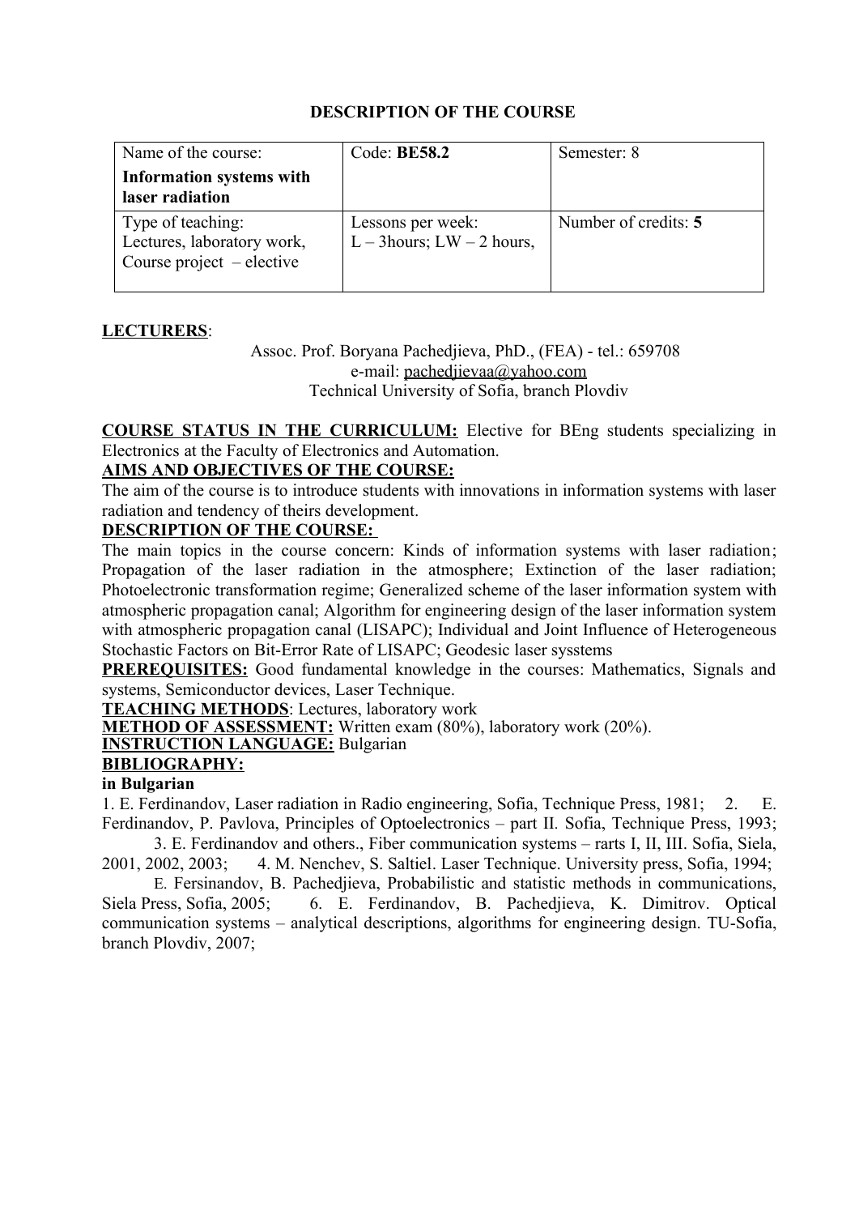# DESCRIPTION OF THE COURSE

| Name of the course: **Information systems with laser radiation** | Code: **BE58.2** | Semester: 8 |
|---|---|---|
| Type of teaching: Lectures, laboratory work, Course project – elective | Lessons per week: L – 3hours; LW – 2 hours, | Number of credits: **5** |

**LECTURERS**:

Assoc. Prof. Boryana Pachedjieva, PhD., (FEA) - tel.: 659708
e-mail: pachedjievaa@yahoo.com
Technical University of Sofia, branch Plovdiv

**COURSE STATUS IN THE CURRICULUM:** Elective for BEng students specializing in Electronics at the Faculty of Electronics and Automation.

**AIMS AND OBJECTIVES OF THE COURSE:**
The aim of the course is to introduce students with innovations in information systems with laser radiation and tendency of theirs development.

**DESCRIPTION OF THE COURSE:**
The main topics in the course concern: Kinds of information systems with laser radiation; Propagation of the laser radiation in the atmosphere; Extinction of the laser radiation; Photoelectronic transformation regime; Generalized scheme of the laser information system with atmospheric propagation canal; Algorithm for engineering design of the laser information system with atmospheric propagation canal (LISAPC); Individual and Joint Influence of Heterogeneous Stochastic Factors on Bit-Error Rate of LISAPC; Geodesic laser sysstems

**PREREQUISITES:** Good fundamental knowledge in the courses: Mathematics, Signals and systems, Semiconductor devices, Laser Technique.

**TEACHING METHODS**: Lectures, laboratory work

**METHOD OF ASSESSMENT:** Written exam (80%), laboratory work (20%).

**INSTRUCTION LANGUAGE:** Bulgarian

**BIBLIOGRAPHY:**

**in Bulgarian**

1. E. Ferdinandov, Laser radiation in Radio engineering, Sofia, Technique Press, 1981; 2. E. Ferdinandov, P. Pavlova, Principles of Optoelectronics – part II. Sofia, Technique Press, 1993; 3. E. Ferdinandov and others., Fiber communication systems – rarts I, II, III. Sofia, Siela, 2001, 2002, 2003; 4. M. Nenchev, S. Saltiel. Laser Technique. University press, Sofia, 1994; E. Fersinandov, B. Pachedjieva, Probabilistic and statistic methods in communications, Siela Press, Sofia, 2005; 6. E. Ferdinandov, B. Pachedjieva, K. Dimitrov. Optical communication systems – analytical descriptions, algorithms for engineering design. TU-Sofia, branch Plovdiv, 2007;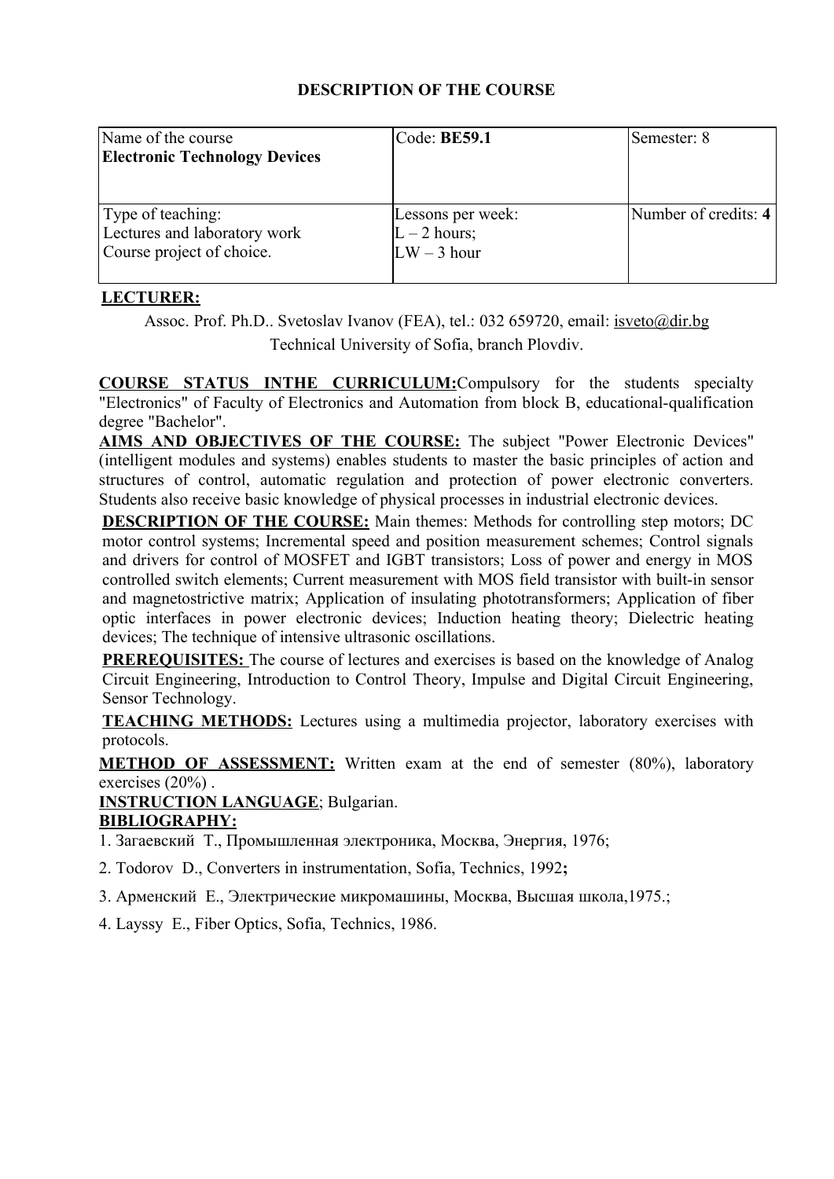## DESCRIPTION OF THE COURSE

| | | |
|---|---|---|
| Name of the course<br>**Electronic Technology Devices** | Code: **BE59.1** | Semester: 8 |
| Type of teaching:<br>Lectures and laboratory work<br>Course project of choice. | Lessons per week:<br>L – 2 hours;<br>LW – 3 hour | Number of credits: **4** |

**LECTURER:**

Assoc. Prof. Ph.D.. Svetoslav Ivanov (FEA), tel.: 032 659720, email: isveto@dir.bg
Technical University of Sofia, branch Plovdiv.

**COURSE STATUS INTHE CURRICULUM:**Compulsory for the students specialty "Electronics" of Faculty of Electronics and Automation from block B, educational-qualification degree "Bachelor".

**AIMS AND OBJECTIVES OF THE COURSE:** The subject "Power Electronic Devices" (intelligent modules and systems) enables students to master the basic principles of action and structures of control, automatic regulation and protection of power electronic converters. Students also receive basic knowledge of physical processes in industrial electronic devices.

**DESCRIPTION OF THE COURSE:** Main themes: Methods for controlling step motors; DC motor control systems; Incremental speed and position measurement schemes; Control signals and drivers for control of MOSFET and IGBT transistors; Loss of power and energy in MOS controlled switch elements; Current measurement with MOS field transistor with built-in sensor and magnetostrictive matrix; Application of insulating phototransformers; Application of fiber optic interfaces in power electronic devices; Induction heating theory; Dielectric heating devices; The technique of intensive ultrasonic oscillations.

**PREREQUISITES:** The course of lectures and exercises is based on the knowledge of Analog Circuit Engineering, Introduction to Control Theory, Impulse and Digital Circuit Engineering, Sensor Technology.

**TEACHING METHODS:** Lectures using a multimedia projector, laboratory exercises with protocols.

**METHOD OF ASSESSMENT:** Written exam at the end of semester (80%), laboratory exercises (20%) .

**INSTRUCTION LANGUAGE**; Bulgarian.

**BIBLIOGRAPHY:**

1. Загаевский Т., Промышленная электроника, Москва, Энергия, 1976;
2. Todorov D., Converters in instrumentation, Sofia, Technics, 1992**;**
3. Арменский Е., Электрические микромашины, Москва, Высшая школа,1975.;
4. Layssy E., Fiber Optics, Sofia, Technics, 1986.